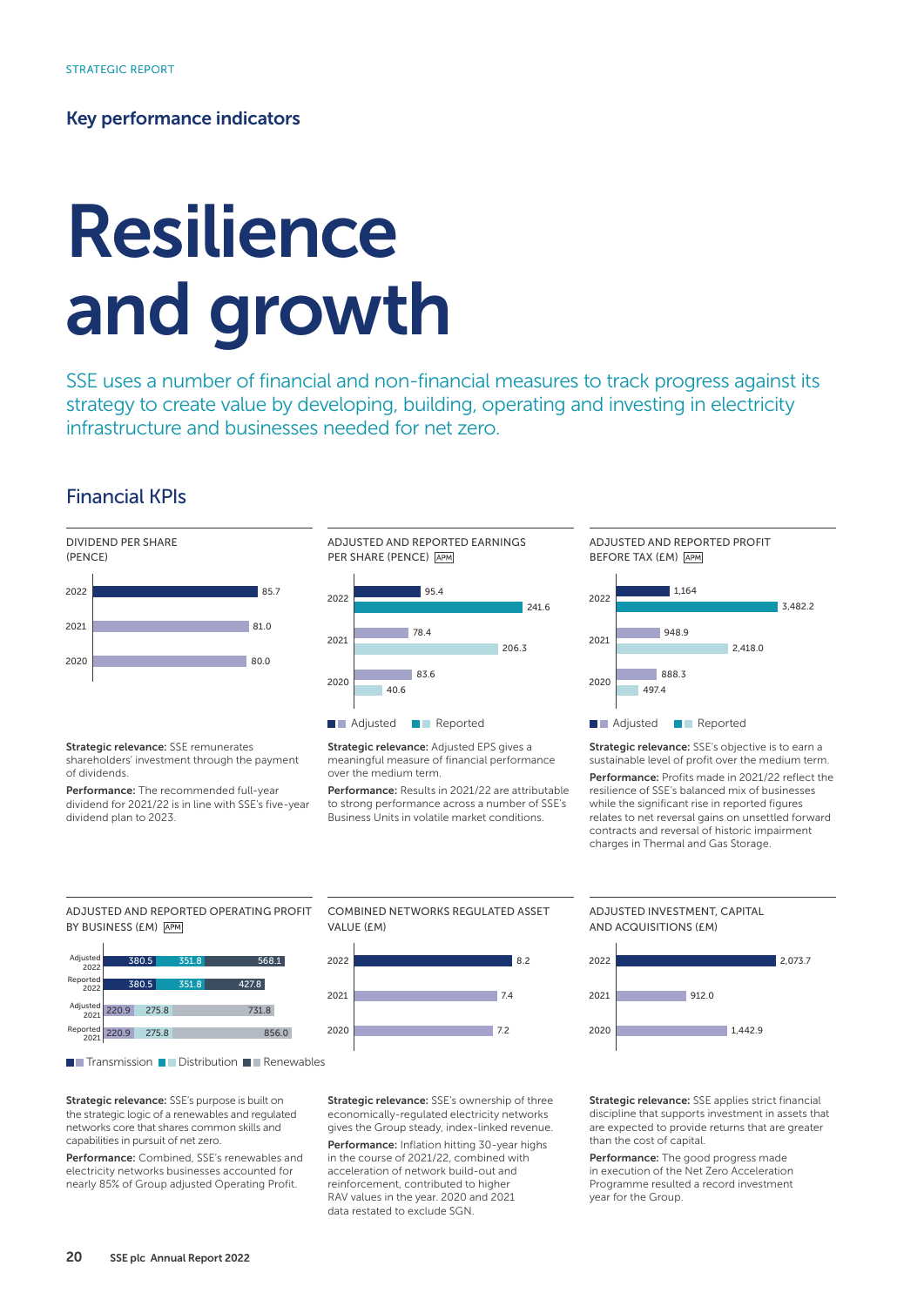STRATEGIC REPORT

## Key performance indicators

# Resilience and growth

SSE uses a number of financial and non-financial measures to track progress against its strategy to create value by developing, building, operating and investing in electricity infrastructure and businesses needed for net zero.

## Financial KPIs

### DIVIDEND PER SHARE (PENCE)

| Year | Dividend per share |
|---|---|
| 2022 | 85.7 |
| 2021 | 81.0 |
| 2020 | 80.0 |

**Strategic relevance:** SSE remunerates shareholders' investment through the payment of dividends.

**Performance:** The recommended full-year dividend for 2021/22 is in line with SSE's five-year dividend plan to 2023.

### ADJUSTED AND REPORTED EARNINGS PER SHARE (PENCE) APM

| Year | Adjusted | Reported |
|---|---|---|
| 2022 | 95.4 | 241.6 |
| 2021 | 78.4 | 206.3 |
| 2020 | 83.6 | 40.6 |

**Strategic relevance:** Adjusted EPS gives a meaningful measure of financial performance over the medium term.

**Performance:** Results in 2021/22 are attributable to strong performance across a number of SSE's Business Units in volatile market conditions.

### ADJUSTED AND REPORTED PROFIT BEFORE TAX (£M) APM

| Year | Adjusted | Reported |
|---|---|---|
| 2022 | 1,164 | 3,482.2 |
| 2021 | 948.9 | 2,418.0 |
| 2020 | 888.3 | 497.4 |

**Strategic relevance:** SSE's objective is to earn a sustainable level of profit over the medium term.

**Performance:** Profits made in 2021/22 reflect the resilience of SSE's balanced mix of businesses while the significant rise in reported figures relates to net reversal gains on unsettled forward contracts and reversal of historic impairment charges in Thermal and Gas Storage.

### ADJUSTED AND REPORTED OPERATING PROFIT BY BUSINESS (£M) APM

| | Transmission | Distribution | Renewables |
|---|---|---|---|
| Adjusted 2022 | 380.5 | 351.8 | 568.1 |
| Reported 2022 | 380.5 | 351.8 | 427.8 |
| Adjusted 2021 | 220.9 | 275.8 | 731.8 |
| Reported 2021 | 220.9 | 275.8 | 856.0 |

**Strategic relevance:** SSE's purpose is built on the strategic logic of a renewables and regulated networks core that shares common skills and capabilities in pursuit of net zero.

**Performance:** Combined, SSE's renewables and electricity networks businesses accounted for nearly 85% of Group adjusted Operating Profit.

### COMBINED NETWORKS REGULATED ASSET VALUE (£M)

| Year | Value |
|---|---|
| 2022 | 8.2 |
| 2021 | 7.4 |
| 2020 | 7.2 |

**Strategic relevance:** SSE's ownership of three economically-regulated electricity networks gives the Group steady, index-linked revenue.

**Performance:** Inflation hitting 30-year highs in the course of 2021/22, combined with acceleration of network build-out and reinforcement, contributed to higher RAV values in the year. 2020 and 2021 data restated to exclude SGN.

### ADJUSTED INVESTMENT, CAPITAL AND ACQUISITIONS (£M)

| Year | Value |
|---|---|
| 2022 | 2,073.7 |
| 2021 | 912.0 |
| 2020 | 1,442.9 |

**Strategic relevance:** SSE applies strict financial discipline that supports investment in assets that are expected to provide returns that are greater than the cost of capital.

**Performance:** The good progress made in execution of the Net Zero Acceleration Programme resulted a record investment year for the Group.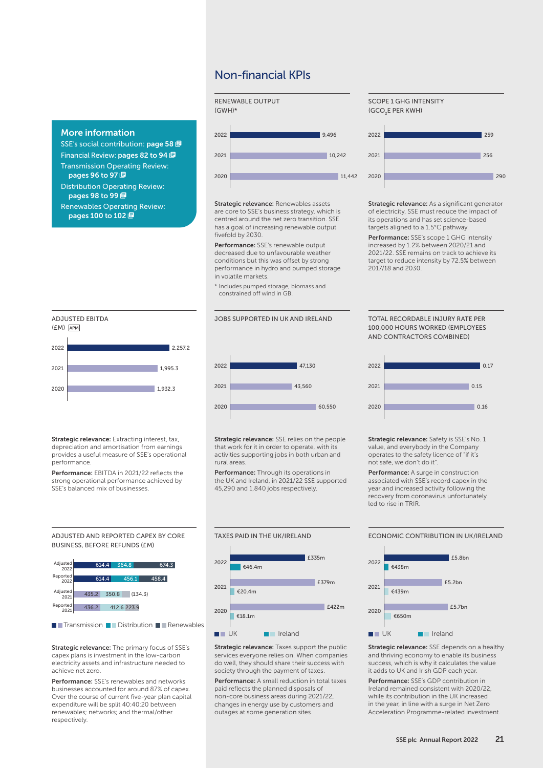## More information

SSE's social contribution: **page 58**
Financial Review: **pages 82 to 94**
Transmission Operating Review: **pages 96 to 97**
Distribution Operating Review: **pages 98 to 99**
Renewables Operating Review: **pages 100 to 102**

# Non-financial KPIs

### RENEWABLE OUTPUT (GWH)*

2022 9,496
2021 10,242
2020 11,442

**Strategic relevance:** Renewables assets are core to SSE's business strategy, which is centred around the net zero transition. SSE has a goal of increasing renewable output fivefold by 2030.

**Performance:** SSE's renewable output decreased due to unfavourable weather conditions but this was offset by strong performance in hydro and pumped storage in volatile markets.

\* Includes pumped storage, biomass and constrained off wind in GB.

### SCOPE 1 GHG INTENSITY ($GCO_2E$ PER KWH)

2022 259
2021 256
2020 290

**Strategic relevance:** As a significant generator of electricity, SSE must reduce the impact of its operations and has set science-based targets aligned to a 1.5°C pathway.

**Performance:** SSE's scope 1 GHG intensity increased by 1.2% between 2020/21 and 2021/22. SSE remains on track to achieve its target to reduce intensity by 72.5% between 2017/18 and 2030.

### ADJUSTED EBITDA (£M) APM

2022 2,257.2
2021 1,995.3
2020 1,932.3

**Strategic relevance:** Extracting interest, tax, depreciation and amortisation from earnings provides a useful measure of SSE's operational performance.

**Performance:** EBITDA in 2021/22 reflects the strong operational performance achieved by SSE's balanced mix of businesses.

### JOBS SUPPORTED IN UK AND IRELAND

2022 47,130
2021 43,560
2020 60,550

**Strategic relevance:** SSE relies on the people that work for it in order to operate, with its activities supporting jobs in both urban and rural areas.

**Performance:** Through its operations in the UK and Ireland, in 2021/22 SSE supported 45,290 and 1,840 jobs respectively.

### TOTAL RECORDABLE INJURY RATE PER 100,000 HOURS WORKED (EMPLOYEES AND CONTRACTORS COMBINED)

2022 0.17
2021 0.15
2020 0.16

**Strategic relevance:** Safety is SSE's No. 1 value, and everybody in the Company operates to the safety licence of "if it's not safe, we don't do it".

**Performance:** A surge in construction associated with SSE's record capex in the year and increased activity following the recovery from coronavirus unfortunately led to rise in TRIR.

### ADJUSTED AND REPORTED CAPEX BY CORE BUSINESS, BEFORE REFUNDS (£M)

Adjusted 2022: 614.4 364.8 674.3
Reported 2022: 614.4 456.1 458.4
Adjusted 2021: 435.2 350.8 (134.3)
Reported 2021: 436.2 412.6 223.9

Transmission Distribution Renewables

**Strategic relevance:** The primary focus of SSE's capex plans is investment in the low-carbon electricity assets and infrastructure needed to achieve net zero.

**Performance:** SSE's renewables and networks businesses accounted for around 87% of capex. Over the course of current five-year plan capital expenditure will be split 40:40:20 between renewables; networks; and thermal/other respectively.

### TAXES PAID IN THE UK/IRELAND

2022 £335m €46.4m
2021 £379m €20.4m
2020 £422m €18.1m

UK Ireland

**Strategic relevance:** Taxes support the public services everyone relies on. When companies do well, they should share their success with society through the payment of taxes.

**Performance:** A small reduction in total taxes paid reflects the planned disposals of non-core business areas during 2021/22, changes in energy use by customers and outages at some generation sites.

### ECONOMIC CONTRIBUTION IN UK/IRELAND

2022 £5.8bn €438m
2021 £5.2bn €439m
2020 £5.7bn €650m

UK Ireland

**Strategic relevance:** SSE depends on a healthy and thriving economy to enable its business success, which is why it calculates the value it adds to UK and Irish GDP each year.

**Performance:** SSE's GDP contribution in Ireland remained consistent with 2020/22, while its contribution in the UK increased in the year, in line with a surge in Net Zero Acceleration Programme-related investment.